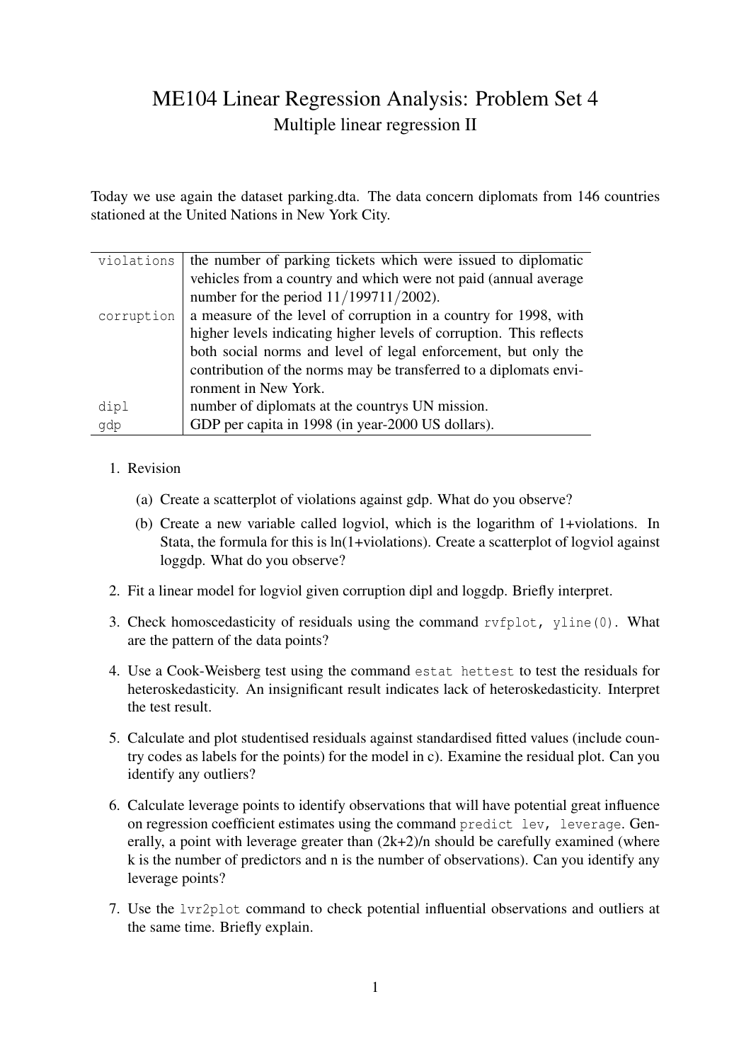# ME104 Linear Regression Analysis: Problem Set 4

## Multiple linear regression II

Today we use again the dataset parking.dta. The data concern diplomats from 146 countries stationed at the United Nations in New York City.

| | |
|---|---|
| `violations` | the number of parking tickets which were issued to diplomatic vehicles from a country and which were not paid (annual average number for the period 11/199711/2002). |
| `corruption` | a measure of the level of corruption in a country for 1998, with higher levels indicating higher levels of corruption. This reflects both social norms and level of legal enforcement, but only the contribution of the norms may be transferred to a diplomats environment in New York. |
| `dipl` | number of diplomats at the countrys UN mission. |
| `gdp` | GDP per capita in 1998 (in year-2000 US dollars). |

1. Revision
   (a) Create a scatterplot of violations against gdp. What do you observe?
   (b) Create a new variable called logviol, which is the logarithm of 1+violations. In Stata, the formula for this is ln(1+violations). Create a scatterplot of logviol against loggdp. What do you observe?
2. Fit a linear model for logviol given corruption dipl and loggdp. Briefly interpret.
3. Check homoscedasticity of residuals using the command `rvfplot, yline(0)`. What are the pattern of the data points?
4. Use a Cook-Weisberg test using the command `estat hettest` to test the residuals for heteroskedasticity. An insignificant result indicates lack of heteroskedasticity. Interpret the test result.
5. Calculate and plot studentised residuals against standardised fitted values (include country codes as labels for the points) for the model in c). Examine the residual plot. Can you identify any outliers?
6. Calculate leverage points to identify observations that will have potential great influence on regression coefficient estimates using the command `predict lev, leverage`. Generally, a point with leverage greater than (2k+2)/n should be carefully examined (where k is the number of predictors and n is the number of observations). Can you identify any leverage points?
7. Use the `lvr2plot` command to check potential influential observations and outliers at the same time. Briefly explain.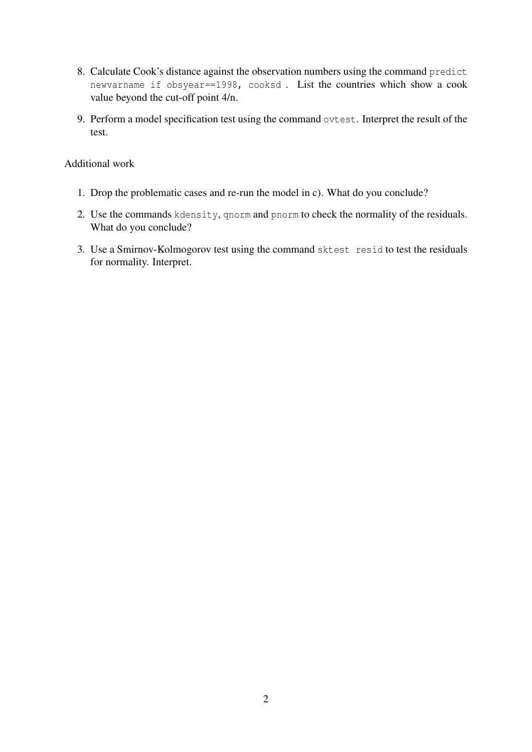8. Calculate Cook's distance against the observation numbers using the command `predict newvarname if obsyear==1998, cooksd`. List the countries which show a cook value beyond the cut-off point 4/n.

9. Perform a model specification test using the command `ovtest`. Interpret the result of the test.

Additional work

1. Drop the problematic cases and re-run the model in c). What do you conclude?

2. Use the commands `kdensity`, `qnorm` and `pnorm` to check the normality of the residuals. What do you conclude?

3. Use a Smirnov-Kolmogorov test using the command `sktest resid` to test the residuals for normality. Interpret.